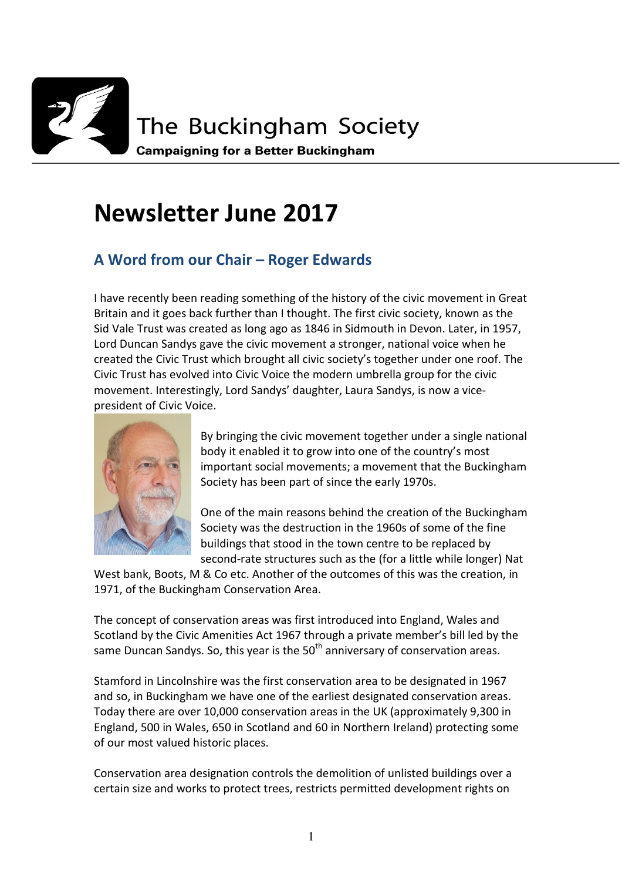The Buckingham Society

**Campaigning for a Better Buckingham**

# Newsletter June 2017

## A Word from our Chair – Roger Edwards

I have recently been reading something of the history of the civic movement in Great Britain and it goes back further than I thought. The first civic society, known as the Sid Vale Trust was created as long ago as 1846 in Sidmouth in Devon. Later, in 1957, Lord Duncan Sandys gave the civic movement a stronger, national voice when he created the Civic Trust which brought all civic society's together under one roof. The Civic Trust has evolved into Civic Voice the modern umbrella group for the civic movement. Interestingly, Lord Sandys' daughter, Laura Sandys, is now a vice-president of Civic Voice.

By bringing the civic movement together under a single national body it enabled it to grow into one of the country's most important social movements; a movement that the Buckingham Society has been part of since the early 1970s.

One of the main reasons behind the creation of the Buckingham Society was the destruction in the 1960s of some of the fine buildings that stood in the town centre to be replaced by second-rate structures such as the (for a little while longer) Nat West bank, Boots, M & Co etc. Another of the outcomes of this was the creation, in 1971, of the Buckingham Conservation Area.

The concept of conservation areas was first introduced into England, Wales and Scotland by the Civic Amenities Act 1967 through a private member's bill led by the same Duncan Sandys. So, this year is the 50th anniversary of conservation areas.

Stamford in Lincolnshire was the first conservation area to be designated in 1967 and so, in Buckingham we have one of the earliest designated conservation areas. Today there are over 10,000 conservation areas in the UK (approximately 9,300 in England, 500 in Wales, 650 in Scotland and 60 in Northern Ireland) protecting some of our most valued historic places.

Conservation area designation controls the demolition of unlisted buildings over a certain size and works to protect trees, restricts permitted development rights on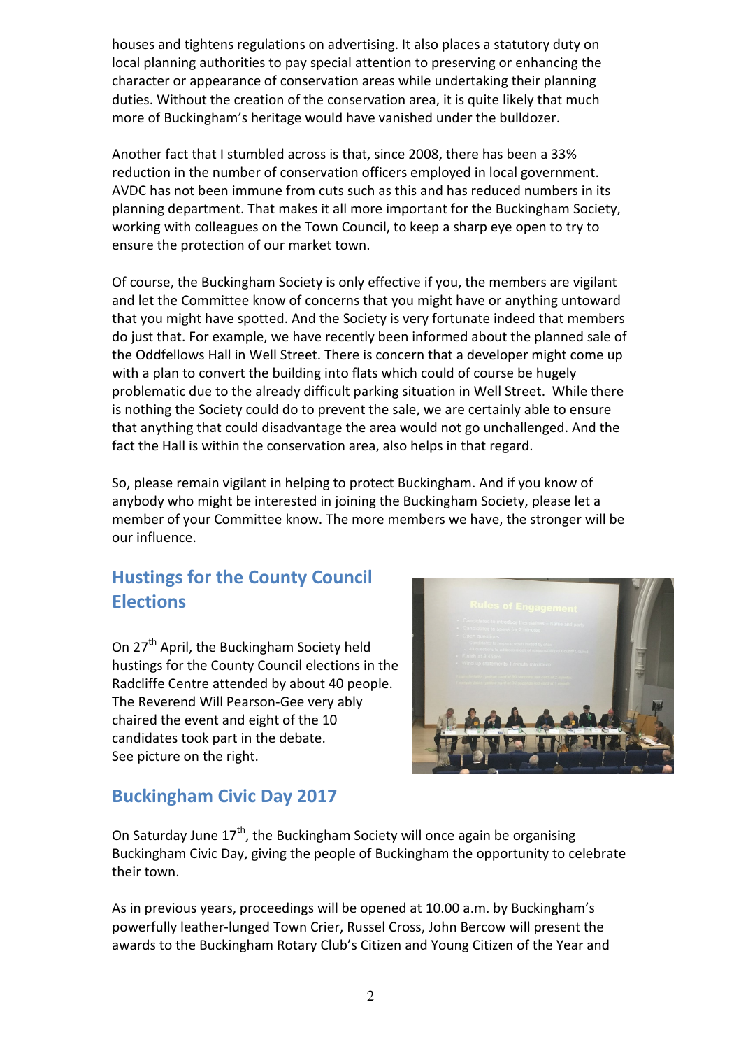houses and tightens regulations on advertising. It also places a statutory duty on local planning authorities to pay special attention to preserving or enhancing the character or appearance of conservation areas while undertaking their planning duties. Without the creation of the conservation area, it is quite likely that much more of Buckingham's heritage would have vanished under the bulldozer.

Another fact that I stumbled across is that, since 2008, there has been a 33% reduction in the number of conservation officers employed in local government. AVDC has not been immune from cuts such as this and has reduced numbers in its planning department. That makes it all more important for the Buckingham Society, working with colleagues on the Town Council, to keep a sharp eye open to try to ensure the protection of our market town.

Of course, the Buckingham Society is only effective if you, the members are vigilant and let the Committee know of concerns that you might have or anything untoward that you might have spotted. And the Society is very fortunate indeed that members do just that. For example, we have recently been informed about the planned sale of the Oddfellows Hall in Well Street. There is concern that a developer might come up with a plan to convert the building into flats which could of course be hugely problematic due to the already difficult parking situation in Well Street. While there is nothing the Society could do to prevent the sale, we are certainly able to ensure that anything that could disadvantage the area would not go unchallenged. And the fact the Hall is within the conservation area, also helps in that regard.

So, please remain vigilant in helping to protect Buckingham. And if you know of anybody who might be interested in joining the Buckingham Society, please let a member of your Committee know. The more members we have, the stronger will be our influence.

## Hustings for the County Council Elections

On 27th April, the Buckingham Society held hustings for the County Council elections in the Radcliffe Centre attended by about 40 people. The Reverend Will Pearson-Gee very ably chaired the event and eight of the 10 candidates took part in the debate. See picture on the right.

## Buckingham Civic Day 2017

On Saturday June 17th, the Buckingham Society will once again be organising Buckingham Civic Day, giving the people of Buckingham the opportunity to celebrate their town.

As in previous years, proceedings will be opened at 10.00 a.m. by Buckingham's powerfully leather-lunged Town Crier, Russel Cross, John Bercow will present the awards to the Buckingham Rotary Club's Citizen and Young Citizen of the Year and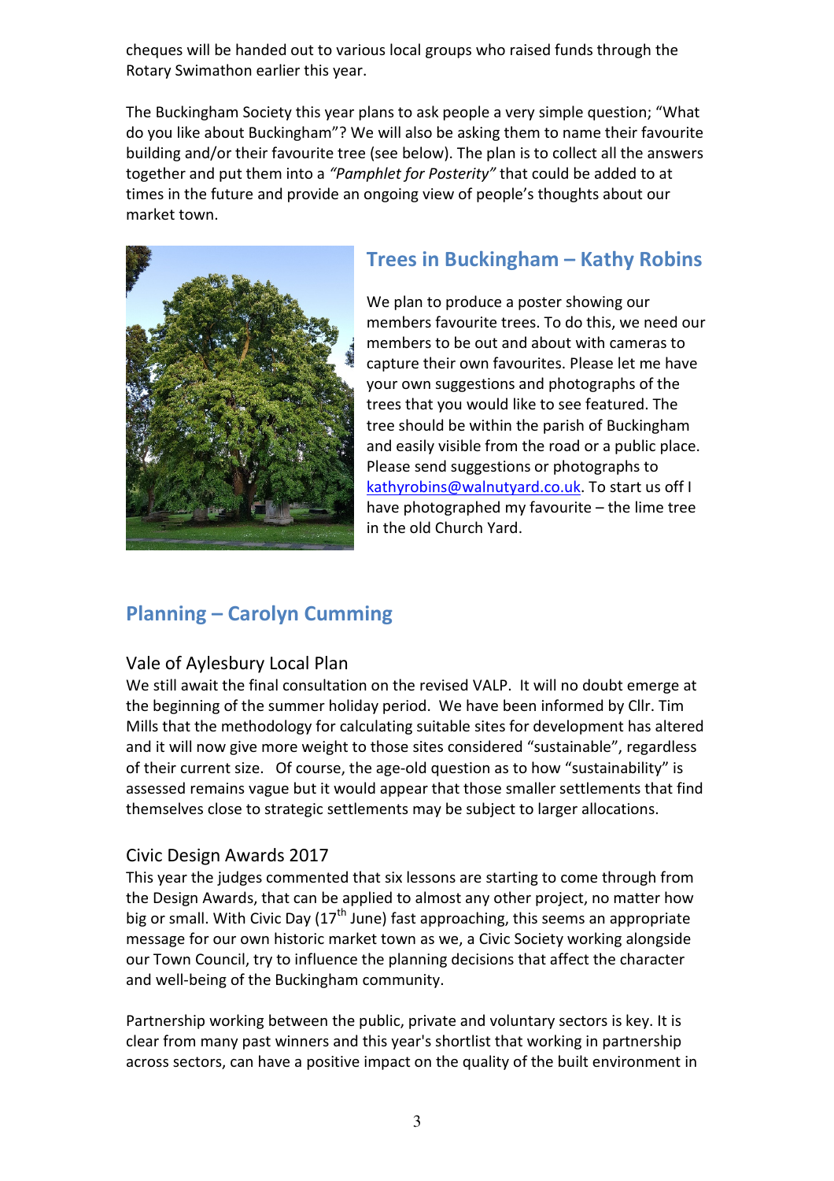cheques will be handed out to various local groups who raised funds through the Rotary Swimathon earlier this year.

The Buckingham Society this year plans to ask people a very simple question; "What do you like about Buckingham"? We will also be asking them to name their favourite building and/or their favourite tree (see below). The plan is to collect all the answers together and put them into a *"Pamphlet for Posterity"* that could be added to at times in the future and provide an ongoing view of people's thoughts about our market town.

## Trees in Buckingham – Kathy Robins

We plan to produce a poster showing our members favourite trees. To do this, we need our members to be out and about with cameras to capture their own favourites. Please let me have your own suggestions and photographs of the trees that you would like to see featured. The tree should be within the parish of Buckingham and easily visible from the road or a public place. Please send suggestions or photographs to kathyrobins@walnutyard.co.uk. To start us off I have photographed my favourite – the lime tree in the old Church Yard.

## Planning – Carolyn Cumming

### Vale of Aylesbury Local Plan

We still await the final consultation on the revised VALP. It will no doubt emerge at the beginning of the summer holiday period. We have been informed by Cllr. Tim Mills that the methodology for calculating suitable sites for development has altered and it will now give more weight to those sites considered "sustainable", regardless of their current size. Of course, the age-old question as to how "sustainability" is assessed remains vague but it would appear that those smaller settlements that find themselves close to strategic settlements may be subject to larger allocations.

### Civic Design Awards 2017

This year the judges commented that six lessons are starting to come through from the Design Awards, that can be applied to almost any other project, no matter how big or small. With Civic Day (17th June) fast approaching, this seems an appropriate message for our own historic market town as we, a Civic Society working alongside our Town Council, try to influence the planning decisions that affect the character and well-being of the Buckingham community.

Partnership working between the public, private and voluntary sectors is key. It is clear from many past winners and this year's shortlist that working in partnership across sectors, can have a positive impact on the quality of the built environment in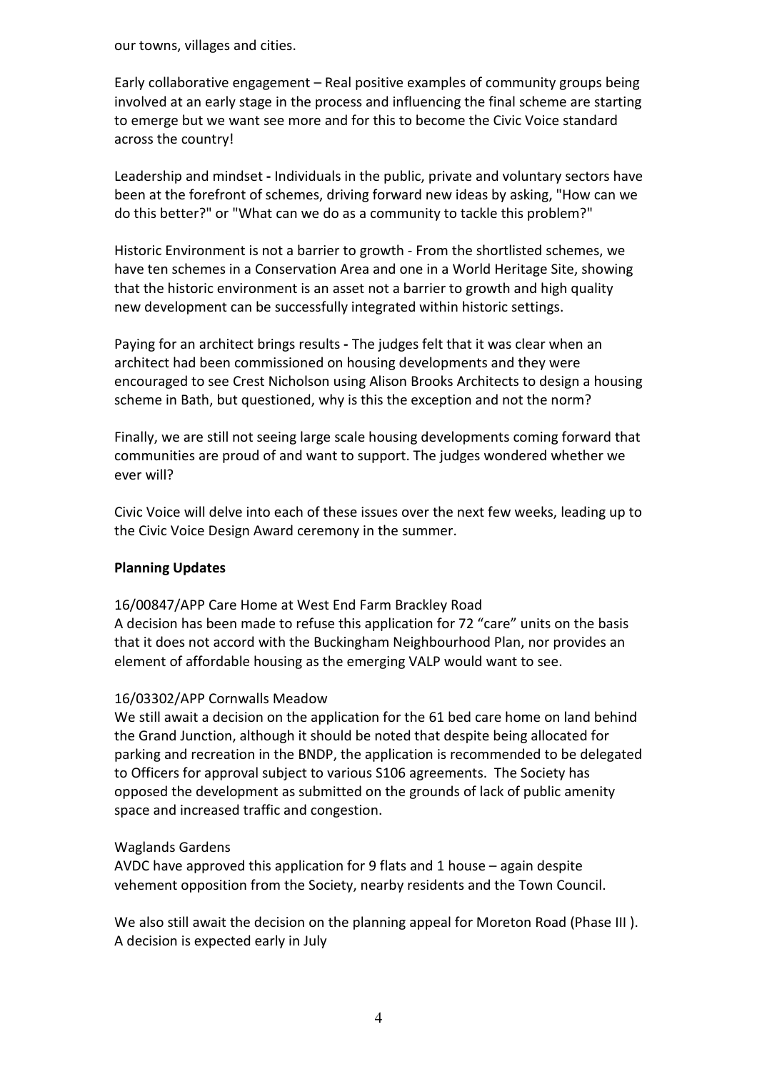our towns, villages and cities.

Early collaborative engagement – Real positive examples of community groups being involved at an early stage in the process and influencing the final scheme are starting to emerge but we want see more and for this to become the Civic Voice standard across the country!

Leadership and mindset **-** Individuals in the public, private and voluntary sectors have been at the forefront of schemes, driving forward new ideas by asking, "How can we do this better?" or "What can we do as a community to tackle this problem?"

Historic Environment is not a barrier to growth - From the shortlisted schemes, we have ten schemes in a Conservation Area and one in a World Heritage Site, showing that the historic environment is an asset not a barrier to growth and high quality new development can be successfully integrated within historic settings.

Paying for an architect brings results **-** The judges felt that it was clear when an architect had been commissioned on housing developments and they were encouraged to see Crest Nicholson using Alison Brooks Architects to design a housing scheme in Bath, but questioned, why is this the exception and not the norm?

Finally, we are still not seeing large scale housing developments coming forward that communities are proud of and want to support. The judges wondered whether we ever will?

Civic Voice will delve into each of these issues over the next few weeks, leading up to the Civic Voice Design Award ceremony in the summer.

**Planning Updates**

16/00847/APP Care Home at West End Farm Brackley Road
A decision has been made to refuse this application for 72 "care" units on the basis that it does not accord with the Buckingham Neighbourhood Plan, nor provides an element of affordable housing as the emerging VALP would want to see.

16/03302/APP Cornwalls Meadow
We still await a decision on the application for the 61 bed care home on land behind the Grand Junction, although it should be noted that despite being allocated for parking and recreation in the BNDP, the application is recommended to be delegated to Officers for approval subject to various S106 agreements. The Society has opposed the development as submitted on the grounds of lack of public amenity space and increased traffic and congestion.

Waglands Gardens
AVDC have approved this application for 9 flats and 1 house – again despite vehement opposition from the Society, nearby residents and the Town Council.

We also still await the decision on the planning appeal for Moreton Road (Phase III ). A decision is expected early in July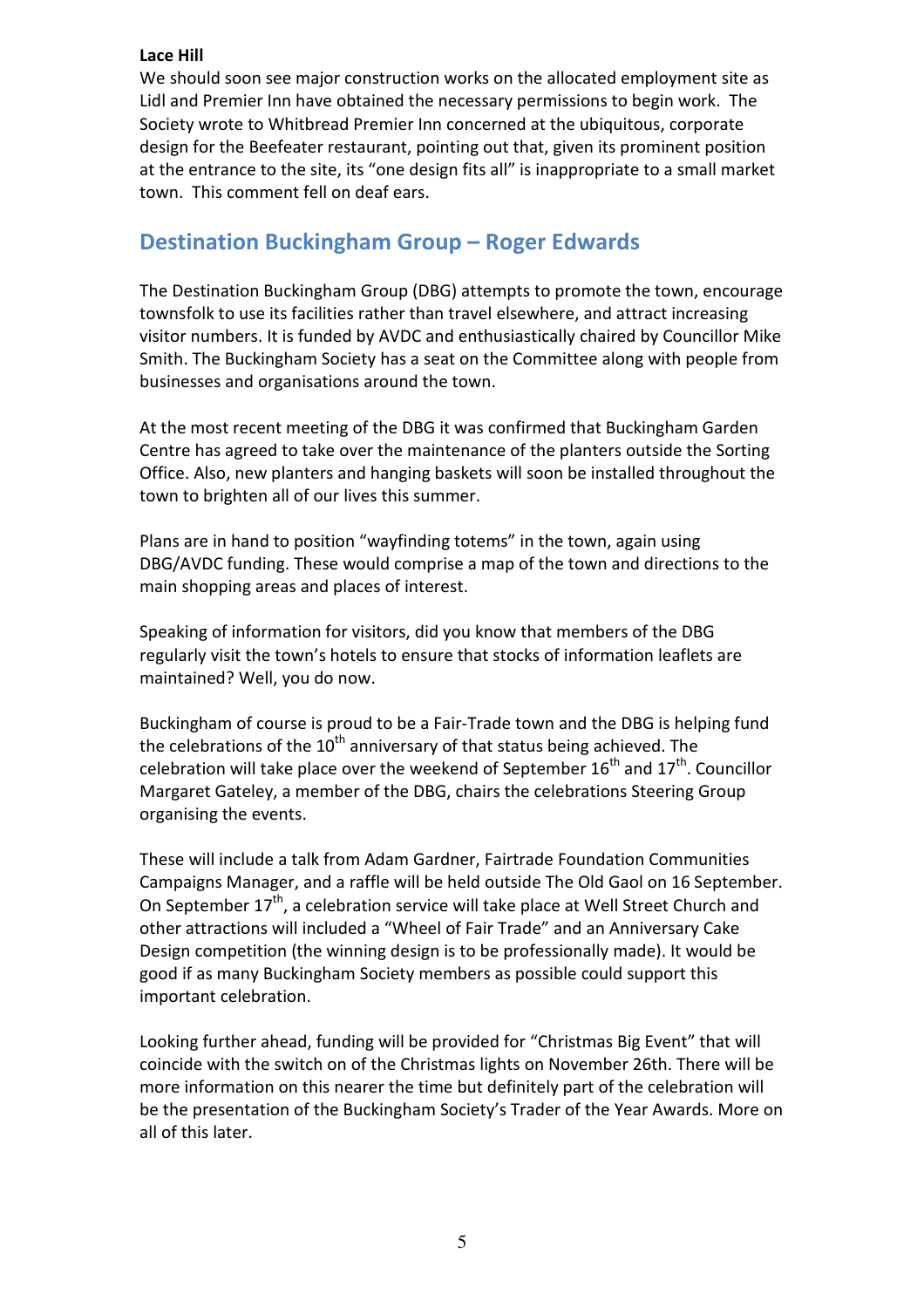**Lace Hill**

We should soon see major construction works on the allocated employment site as Lidl and Premier Inn have obtained the necessary permissions to begin work. The Society wrote to Whitbread Premier Inn concerned at the ubiquitous, corporate design for the Beefeater restaurant, pointing out that, given its prominent position at the entrance to the site, its "one design fits all" is inappropriate to a small market town. This comment fell on deaf ears.

## Destination Buckingham Group – Roger Edwards

The Destination Buckingham Group (DBG) attempts to promote the town, encourage townsfolk to use its facilities rather than travel elsewhere, and attract increasing visitor numbers. It is funded by AVDC and enthusiastically chaired by Councillor Mike Smith. The Buckingham Society has a seat on the Committee along with people from businesses and organisations around the town.

At the most recent meeting of the DBG it was confirmed that Buckingham Garden Centre has agreed to take over the maintenance of the planters outside the Sorting Office. Also, new planters and hanging baskets will soon be installed throughout the town to brighten all of our lives this summer.

Plans are in hand to position "wayfinding totems" in the town, again using DBG/AVDC funding. These would comprise a map of the town and directions to the main shopping areas and places of interest.

Speaking of information for visitors, did you know that members of the DBG regularly visit the town's hotels to ensure that stocks of information leaflets are maintained? Well, you do now.

Buckingham of course is proud to be a Fair-Trade town and the DBG is helping fund the celebrations of the 10th anniversary of that status being achieved. The celebration will take place over the weekend of September 16th and 17th. Councillor Margaret Gateley, a member of the DBG, chairs the celebrations Steering Group organising the events.

These will include a talk from Adam Gardner, Fairtrade Foundation Communities Campaigns Manager, and a raffle will be held outside The Old Gaol on 16 September. On September 17th, a celebration service will take place at Well Street Church and other attractions will included a "Wheel of Fair Trade" and an Anniversary Cake Design competition (the winning design is to be professionally made). It would be good if as many Buckingham Society members as possible could support this important celebration.

Looking further ahead, funding will be provided for "Christmas Big Event" that will coincide with the switch on of the Christmas lights on November 26th. There will be more information on this nearer the time but definitely part of the celebration will be the presentation of the Buckingham Society's Trader of the Year Awards. More on all of this later.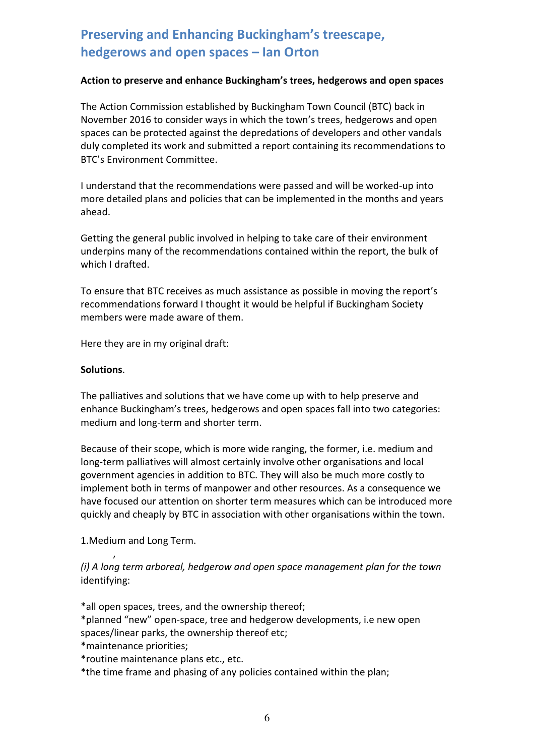## Preserving and Enhancing Buckingham's treescape, hedgerows and open spaces – Ian Orton

**Action to preserve and enhance Buckingham's trees, hedgerows and open spaces**

The Action Commission established by Buckingham Town Council (BTC) back in November 2016 to consider ways in which the town's trees, hedgerows and open spaces can be protected against the depredations of developers and other vandals duly completed its work and submitted a report containing its recommendations to BTC's Environment Committee.

I understand that the recommendations were passed and will be worked-up into more detailed plans and policies that can be implemented in the months and years ahead.

Getting the general public involved in helping to take care of their environment underpins many of the recommendations contained within the report, the bulk of which I drafted.

To ensure that BTC receives as much assistance as possible in moving the report's recommendations forward I thought it would be helpful if Buckingham Society members were made aware of them.

Here they are in my original draft:

**Solutions**.

The palliatives and solutions that we have come up with to help preserve and enhance Buckingham's trees, hedgerows and open spaces fall into two categories: medium and long-term and shorter term.

Because of their scope, which is more wide ranging, the former, i.e. medium and long-term palliatives will almost certainly involve other organisations and local government agencies in addition to BTC. They will also be much more costly to implement both in terms of manpower and other resources. As a consequence we have focused our attention on shorter term measures which can be introduced more quickly and cheaply by BTC in association with other organisations within the town.

1.Medium and Long Term.

*(i) A long term arboreal, hedgerow and open space management plan for the town* identifying:

*all open spaces, trees, and the ownership thereof;
*planned "new" open-space, tree and hedgerow developments, i.e new open spaces/linear parks, the ownership thereof etc;
*maintenance priorities;
*routine maintenance plans etc., etc.
*the time frame and phasing of any policies contained within the plan;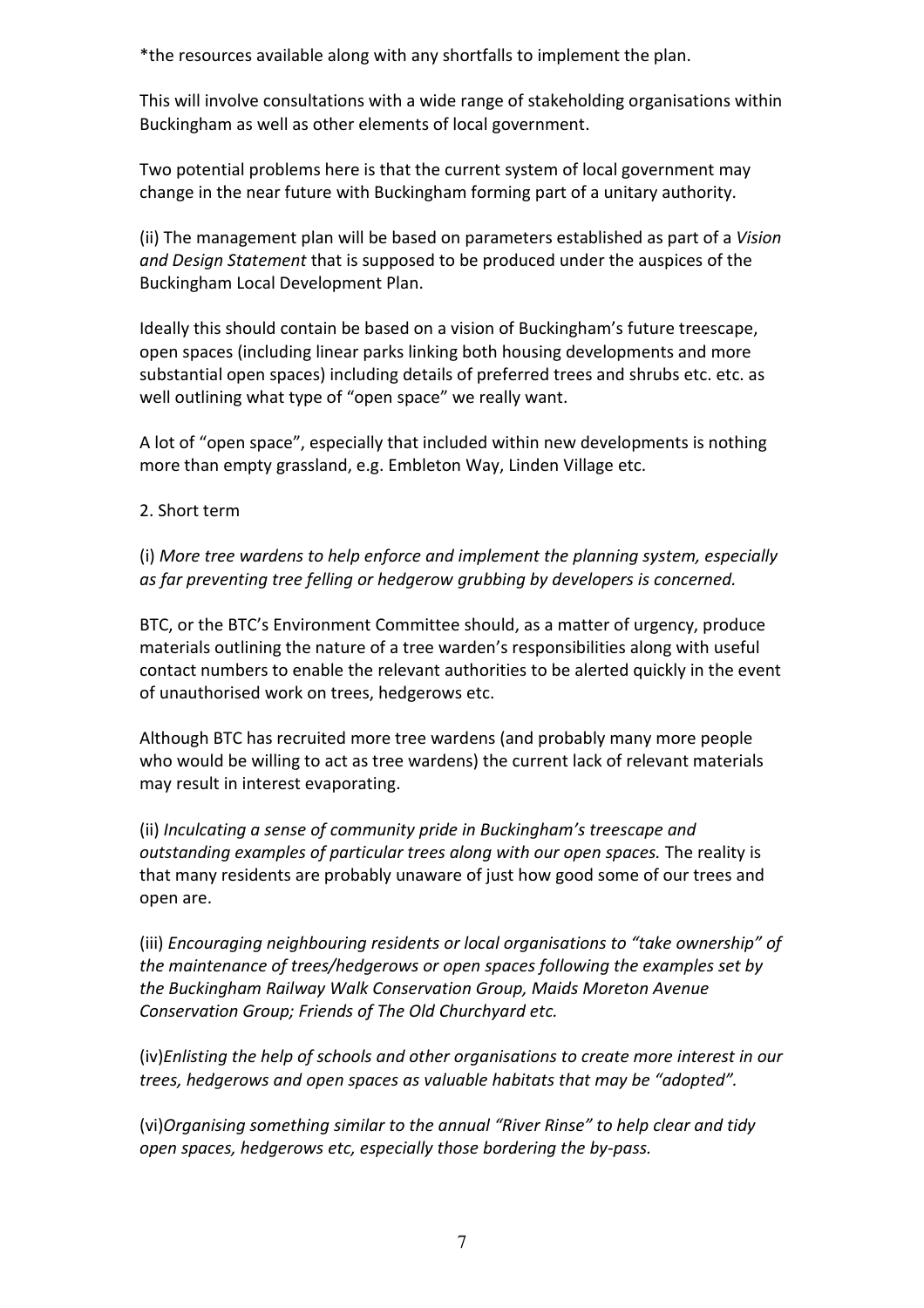*the resources available along with any shortfalls to implement the plan.

This will involve consultations with a wide range of stakeholding organisations within Buckingham as well as other elements of local government.

Two potential problems here is that the current system of local government may change in the near future with Buckingham forming part of a unitary authority.

(ii) The management plan will be based on parameters established as part of a *Vision and Design Statement* that is supposed to be produced under the auspices of the Buckingham Local Development Plan.

Ideally this should contain be based on a vision of Buckingham's future treescape, open spaces (including linear parks linking both housing developments and more substantial open spaces) including details of preferred trees and shrubs etc. etc. as well outlining what type of "open space" we really want.

A lot of "open space", especially that included within new developments is nothing more than empty grassland, e.g. Embleton Way, Linden Village etc.

2. Short term

(i) *More tree wardens to help enforce and implement the planning system, especially as far preventing tree felling or hedgerow grubbing by developers is concerned.*

BTC, or the BTC's Environment Committee should, as a matter of urgency, produce materials outlining the nature of a tree warden's responsibilities along with useful contact numbers to enable the relevant authorities to be alerted quickly in the event of unauthorised work on trees, hedgerows etc.

Although BTC has recruited more tree wardens (and probably many more people who would be willing to act as tree wardens) the current lack of relevant materials may result in interest evaporating.

(ii) *Inculcating a sense of community pride in Buckingham's treescape and outstanding examples of particular trees along with our open spaces.* The reality is that many residents are probably unaware of just how good some of our trees and open are.

(iii) *Encouraging neighbouring residents or local organisations to "take ownership" of the maintenance of trees/hedgerows or open spaces following the examples set by the Buckingham Railway Walk Conservation Group, Maids Moreton Avenue Conservation Group; Friends of The Old Churchyard etc.*

(iv)*Enlisting the help of schools and other organisations to create more interest in our trees, hedgerows and open spaces as valuable habitats that may be "adopted".*

(vi)*Organising something similar to the annual "River Rinse" to help clear and tidy open spaces, hedgerows etc, especially those bordering the by-pass.*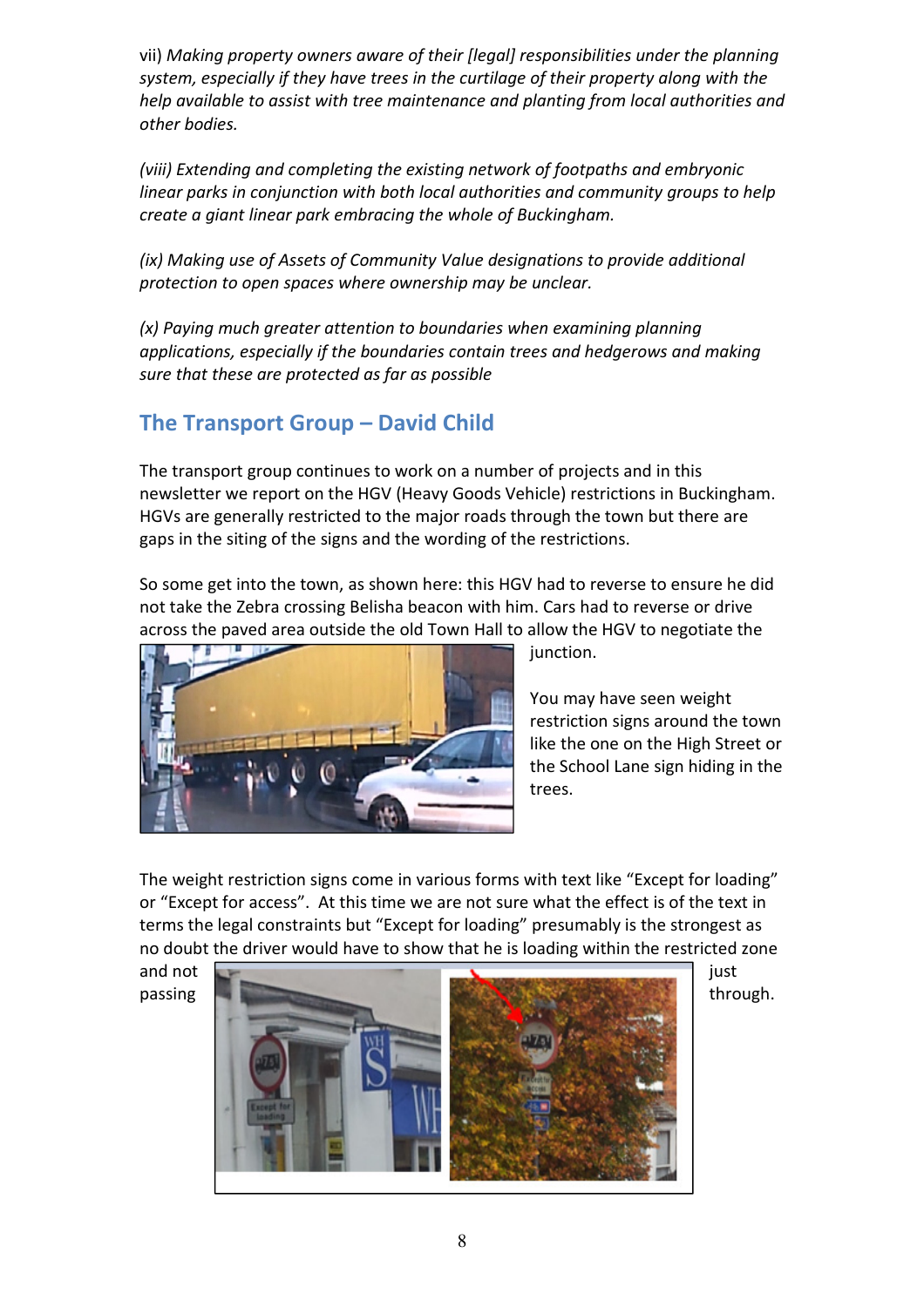vii) *Making property owners aware of their [legal] responsibilities under the planning system, especially if they have trees in the curtilage of their property along with the help available to assist with tree maintenance and planting from local authorities and other bodies.*

*(viii) Extending and completing the existing network of footpaths and embryonic linear parks in conjunction with both local authorities and community groups to help create a giant linear park embracing the whole of Buckingham.*

*(ix) Making use of Assets of Community Value designations to provide additional protection to open spaces where ownership may be unclear.*

*(x) Paying much greater attention to boundaries when examining planning applications, especially if the boundaries contain trees and hedgerows and making sure that these are protected as far as possible*

## The Transport Group – David Child

The transport group continues to work on a number of projects and in this newsletter we report on the HGV (Heavy Goods Vehicle) restrictions in Buckingham. HGVs are generally restricted to the major roads through the town but there are gaps in the siting of the signs and the wording of the restrictions.

So some get into the town, as shown here: this HGV had to reverse to ensure he did not take the Zebra crossing Belisha beacon with him. Cars had to reverse or drive across the paved area outside the old Town Hall to allow the HGV to negotiate the junction.

You may have seen weight restriction signs around the town like the one on the High Street or the School Lane sign hiding in the trees.

The weight restriction signs come in various forms with text like "Except for loading" or "Except for access". At this time we are not sure what the effect is of the text in terms the legal constraints but "Except for loading" presumably is the strongest as no doubt the driver would have to show that he is loading within the restricted zone and not just passing through.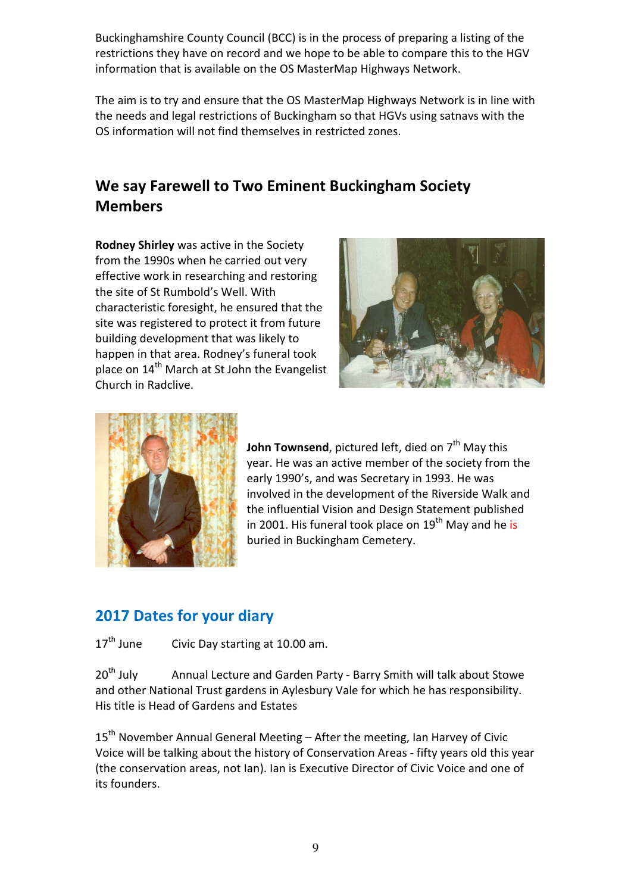Buckinghamshire County Council (BCC) is in the process of preparing a listing of the restrictions they have on record and we hope to be able to compare this to the HGV information that is available on the OS MasterMap Highways Network.

The aim is to try and ensure that the OS MasterMap Highways Network is in line with the needs and legal restrictions of Buckingham so that HGVs using satnavs with the OS information will not find themselves in restricted zones.

## We say Farewell to Two Eminent Buckingham Society Members

**Rodney Shirley** was active in the Society from the 1990s when he carried out very effective work in researching and restoring the site of St Rumbold's Well. With characteristic foresight, he ensured that the site was registered to protect it from future building development that was likely to happen in that area. Rodney's funeral took place on 14th March at St John the Evangelist Church in Radclive.

**John Townsend**, pictured left, died on 7th May this year. He was an active member of the society from the early 1990's, and was Secretary in 1993. He was involved in the development of the Riverside Walk and the influential Vision and Design Statement published in 2001. His funeral took place on 19th May and he is buried in Buckingham Cemetery.

## 2017 Dates for your diary

17th June — Civic Day starting at 10.00 am.

20th July — Annual Lecture and Garden Party - Barry Smith will talk about Stowe and other National Trust gardens in Aylesbury Vale for which he has responsibility. His title is Head of Gardens and Estates

15th November Annual General Meeting – After the meeting, Ian Harvey of Civic Voice will be talking about the history of Conservation Areas - fifty years old this year (the conservation areas, not Ian). Ian is Executive Director of Civic Voice and one of its founders.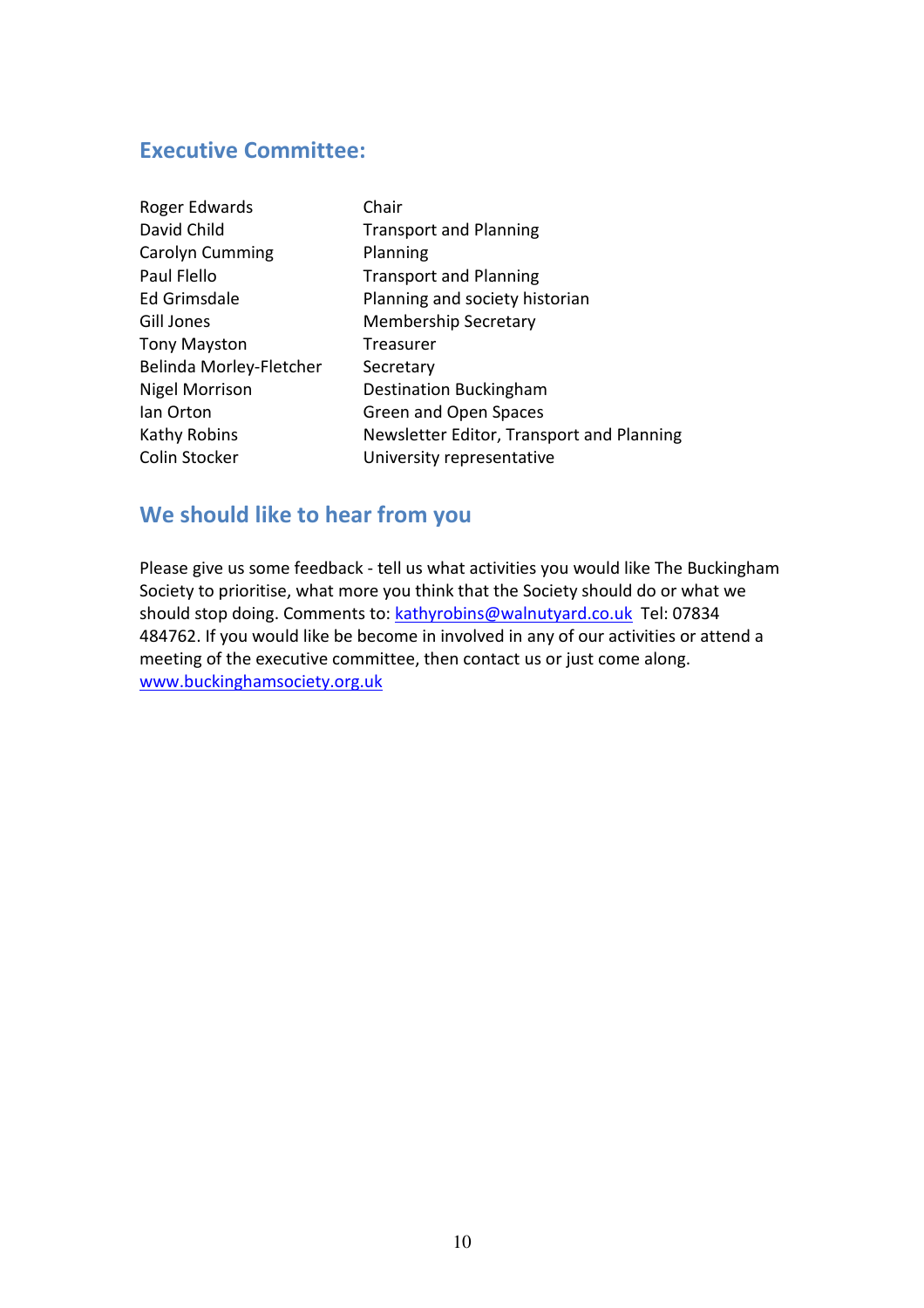## Executive Committee:

| | |
|---|---|
| Roger Edwards | Chair |
| David Child | Transport and Planning |
| Carolyn Cumming | Planning |
| Paul Flello | Transport and Planning |
| Ed Grimsdale | Planning and society historian |
| Gill Jones | Membership Secretary |
| Tony Mayston | Treasurer |
| Belinda Morley-Fletcher | Secretary |
| Nigel Morrison | Destination Buckingham |
| Ian Orton | Green and Open Spaces |
| Kathy Robins | Newsletter Editor, Transport and Planning |
| Colin Stocker | University representative |

## We should like to hear from you

Please give us some feedback - tell us what activities you would like The Buckingham Society to prioritise, what more you think that the Society should do or what we should stop doing. Comments to: kathyrobins@walnutyard.co.uk Tel: 07834 484762. If you would like be become in involved in any of our activities or attend a meeting of the executive committee, then contact us or just come along. www.buckinghamsociety.org.uk